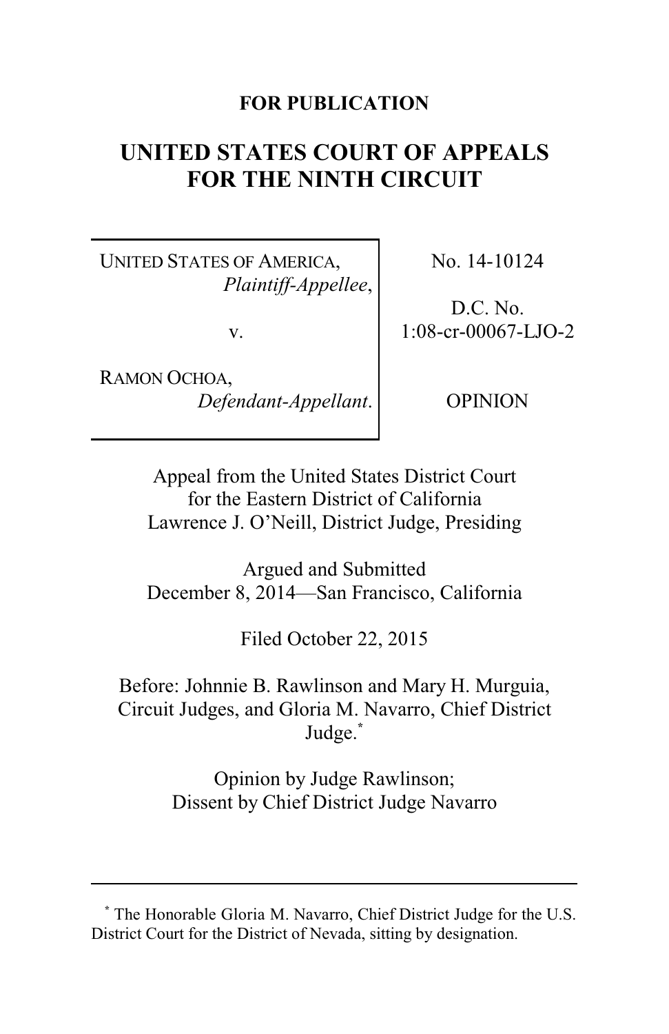**FOR PUBLICATION**

# UNITED STATES COURT OF APPEALS FOR THE NINTH CIRCUIT

| | |
|---|---|
| UNITED STATES OF AMERICA, *Plaintiff-Appellee*, v. RAMON OCHOA, *Defendant-Appellant*. | No. 14-10124 D.C. No. 1:08-cr-00067-LJO-2 OPINION |

Appeal from the United States District Court for the Eastern District of California
Lawrence J. O'Neill, District Judge, Presiding

Argued and Submitted
December 8, 2014—San Francisco, California

Filed October 22, 2015

Before: Johnnie B. Rawlinson and Mary H. Murguia, Circuit Judges, and Gloria M. Navarro, Chief District Judge.*

Opinion by Judge Rawlinson;
Dissent by Chief District Judge Navarro

---

* The Honorable Gloria M. Navarro, Chief District Judge for the U.S. District Court for the District of Nevada, sitting by designation.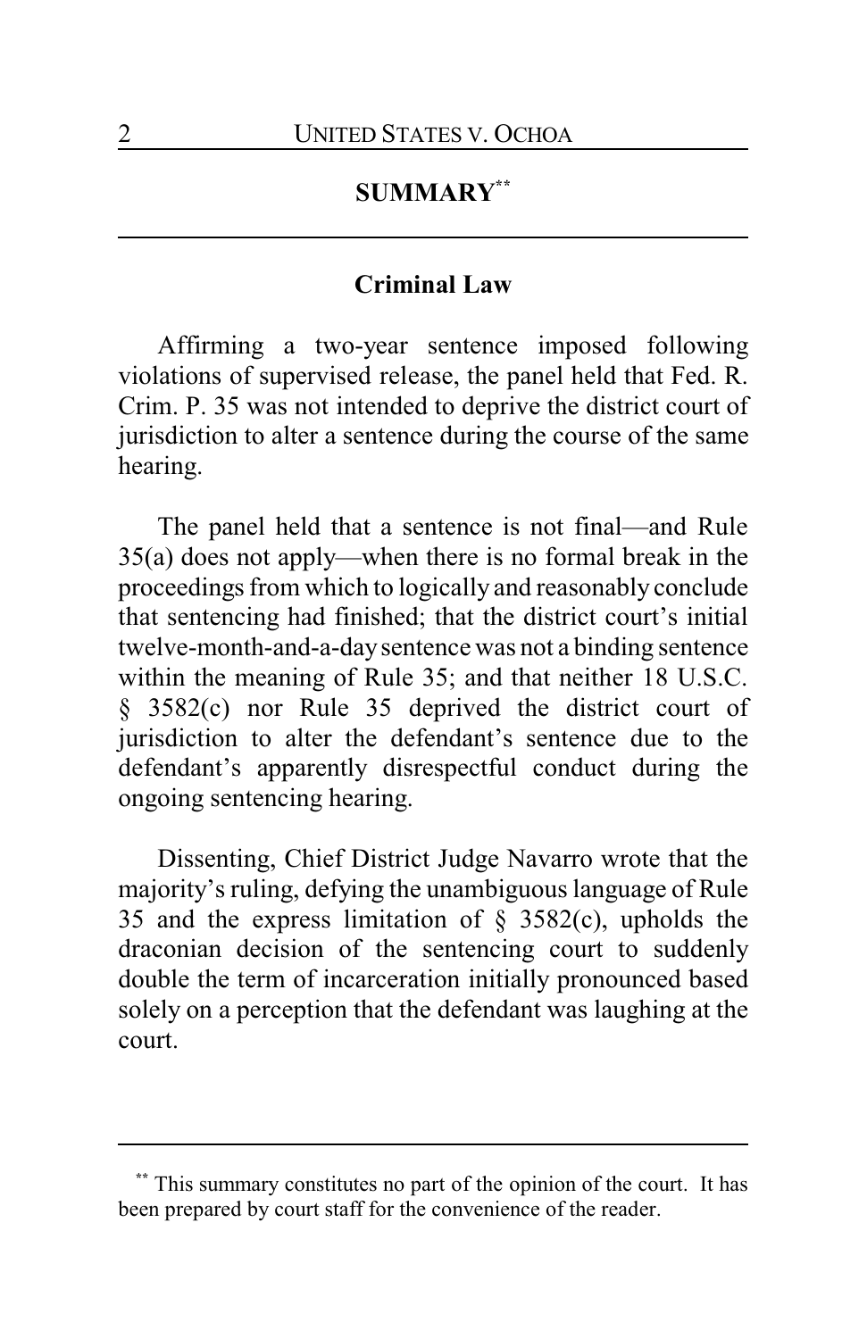## SUMMARY[**]

### Criminal Law

Affirming a two-year sentence imposed following violations of supervised release, the panel held that Fed. R. Crim. P. 35 was not intended to deprive the district court of jurisdiction to alter a sentence during the course of the same hearing.

The panel held that a sentence is not final—and Rule 35(a) does not apply—when there is no formal break in the proceedings from which to logically and reasonably conclude that sentencing had finished; that the district court's initial twelve-month-and-a-day sentence was not a binding sentence within the meaning of Rule 35; and that neither 18 U.S.C. § 3582(c) nor Rule 35 deprived the district court of jurisdiction to alter the defendant's sentence due to the defendant's apparently disrespectful conduct during the ongoing sentencing hearing.

Dissenting, Chief District Judge Navarro wrote that the majority's ruling, defying the unambiguous language of Rule 35 and the express limitation of § 3582(c), upholds the draconian decision of the sentencing court to suddenly double the term of incarceration initially pronounced based solely on a perception that the defendant was laughing at the court.

---

[**] This summary constitutes no part of the opinion of the court. It has been prepared by court staff for the convenience of the reader.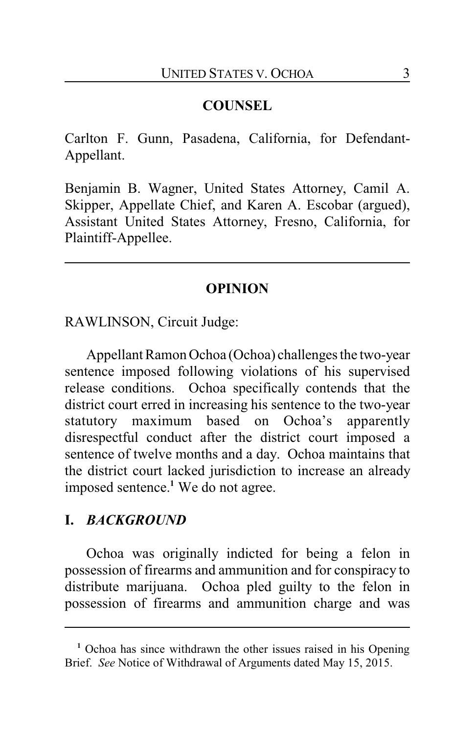## COUNSEL

Carlton F. Gunn, Pasadena, California, for Defendant-Appellant.

Benjamin B. Wagner, United States Attorney, Camil A. Skipper, Appellate Chief, and Karen A. Escobar (argued), Assistant United States Attorney, Fresno, California, for Plaintiff-Appellee.

---

## OPINION

RAWLINSON, Circuit Judge:

Appellant Ramon Ochoa (Ochoa) challenges the two-year sentence imposed following violations of his supervised release conditions. Ochoa specifically contends that the district court erred in increasing his sentence to the two-year statutory maximum based on Ochoa's apparently disrespectful conduct after the district court imposed a sentence of twelve months and a day. Ochoa maintains that the district court lacked jurisdiction to increase an already imposed sentence.[1] We do not agree.

### I. *BACKGROUND*

Ochoa was originally indicted for being a felon in possession of firearms and ammunition and for conspiracy to distribute marijuana. Ochoa pled guilty to the felon in possession of firearms and ammunition charge and was

---

[1] Ochoa has since withdrawn the other issues raised in his Opening Brief. *See* Notice of Withdrawal of Arguments dated May 15, 2015.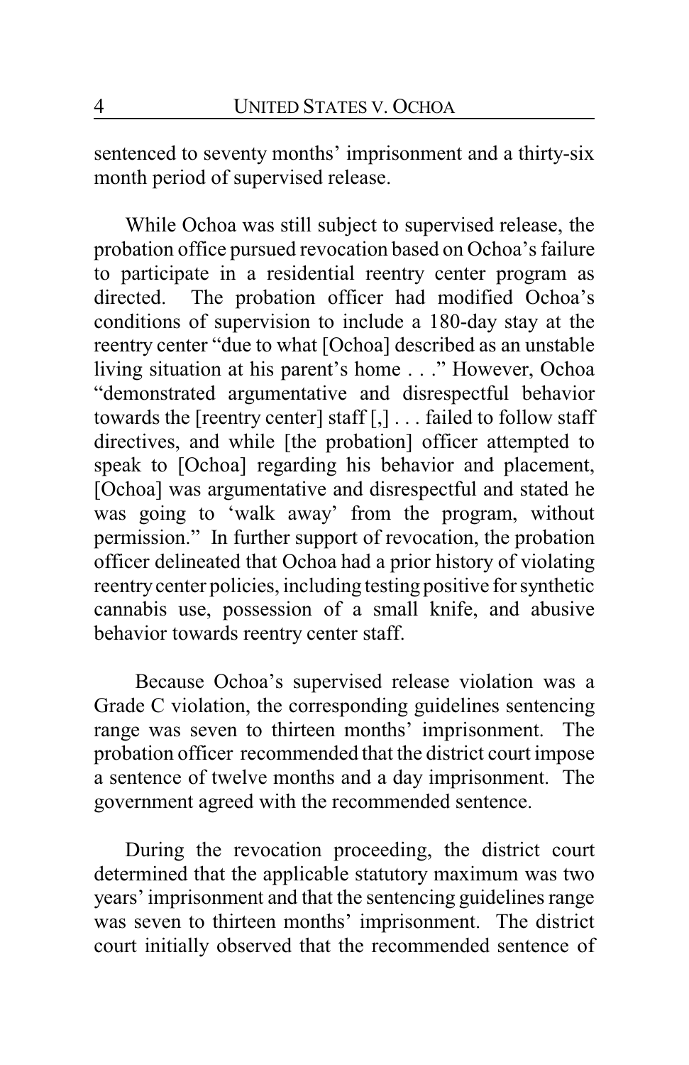sentenced to seventy months' imprisonment and a thirty-six month period of supervised release.

While Ochoa was still subject to supervised release, the probation office pursued revocation based on Ochoa's failure to participate in a residential reentry center program as directed. The probation officer had modified Ochoa's conditions of supervision to include a 180-day stay at the reentry center "due to what [Ochoa] described as an unstable living situation at his parent's home . . ." However, Ochoa "demonstrated argumentative and disrespectful behavior towards the [reentry center] staff [,] . . . failed to follow staff directives, and while [the probation] officer attempted to speak to [Ochoa] regarding his behavior and placement, [Ochoa] was argumentative and disrespectful and stated he was going to 'walk away' from the program, without permission." In further support of revocation, the probation officer delineated that Ochoa had a prior history of violating reentry center policies, including testing positive for synthetic cannabis use, possession of a small knife, and abusive behavior towards reentry center staff.

Because Ochoa's supervised release violation was a Grade C violation, the corresponding guidelines sentencing range was seven to thirteen months' imprisonment. The probation officer recommended that the district court impose a sentence of twelve months and a day imprisonment. The government agreed with the recommended sentence.

During the revocation proceeding, the district court determined that the applicable statutory maximum was two years' imprisonment and that the sentencing guidelines range was seven to thirteen months' imprisonment. The district court initially observed that the recommended sentence of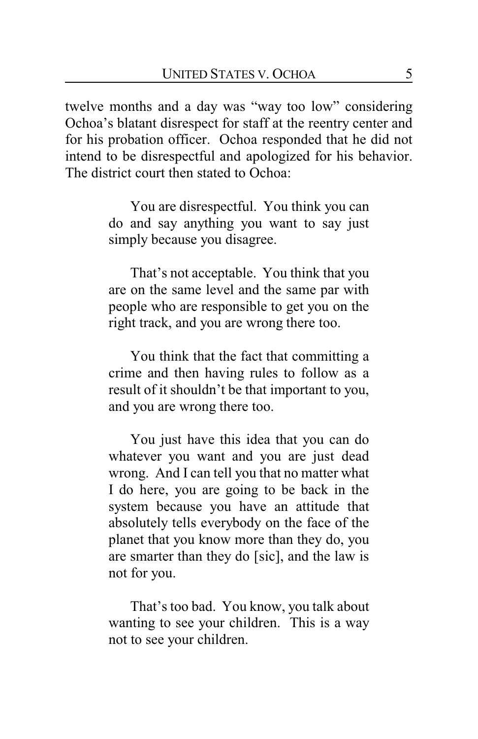twelve months and a day was "way too low" considering Ochoa's blatant disrespect for staff at the reentry center and for his probation officer. Ochoa responded that he did not intend to be disrespectful and apologized for his behavior. The district court then stated to Ochoa:

> You are disrespectful. You think you can do and say anything you want to say just simply because you disagree.
>
> That's not acceptable. You think that you are on the same level and the same par with people who are responsible to get you on the right track, and you are wrong there too.
>
> You think that the fact that committing a crime and then having rules to follow as a result of it shouldn't be that important to you, and you are wrong there too.
>
> You just have this idea that you can do whatever you want and you are just dead wrong. And I can tell you that no matter what I do here, you are going to be back in the system because you have an attitude that absolutely tells everybody on the face of the planet that you know more than they do, you are smarter than they do [sic], and the law is not for you.
>
> That's too bad. You know, you talk about wanting to see your children. This is a way not to see your children.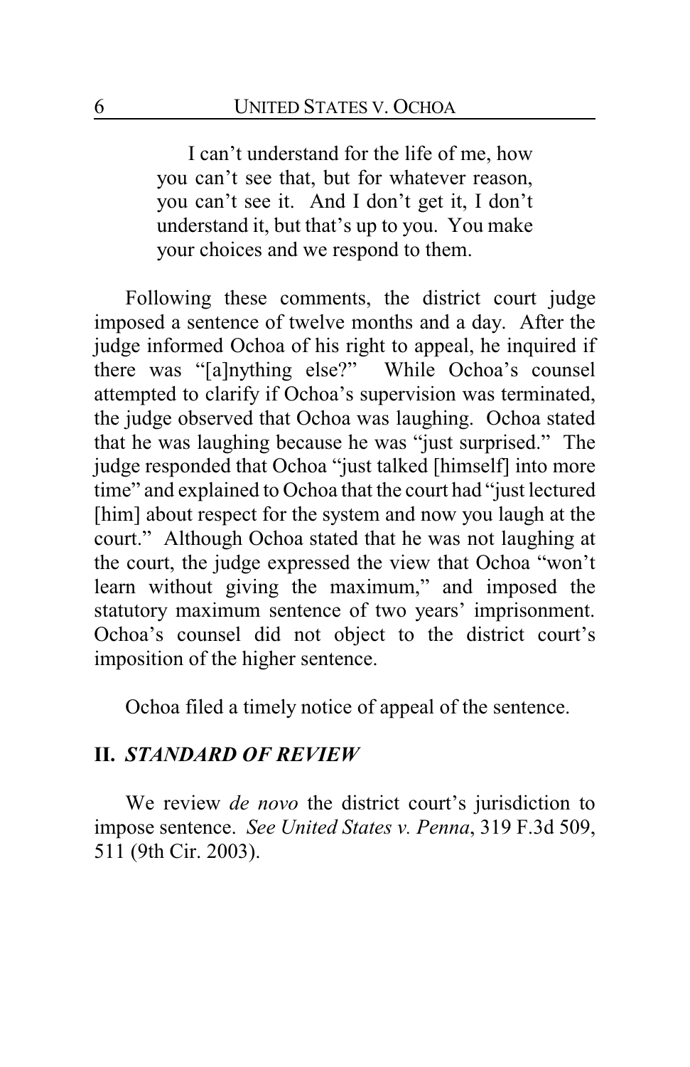> I can't understand for the life of me, how you can't see that, but for whatever reason, you can't see it. And I don't get it, I don't understand it, but that's up to you. You make your choices and we respond to them.

Following these comments, the district court judge imposed a sentence of twelve months and a day. After the judge informed Ochoa of his right to appeal, he inquired if there was "[a]nything else?" While Ochoa's counsel attempted to clarify if Ochoa's supervision was terminated, the judge observed that Ochoa was laughing. Ochoa stated that he was laughing because he was "just surprised." The judge responded that Ochoa "just talked [himself] into more time" and explained to Ochoa that the court had "just lectured [him] about respect for the system and now you laugh at the court." Although Ochoa stated that he was not laughing at the court, the judge expressed the view that Ochoa "won't learn without giving the maximum," and imposed the statutory maximum sentence of two years' imprisonment. Ochoa's counsel did not object to the district court's imposition of the higher sentence.

Ochoa filed a timely notice of appeal of the sentence.

## II. *STANDARD OF REVIEW*

We review *de novo* the district court's jurisdiction to impose sentence. *See United States v. Penna*, 319 F.3d 509, 511 (9th Cir. 2003).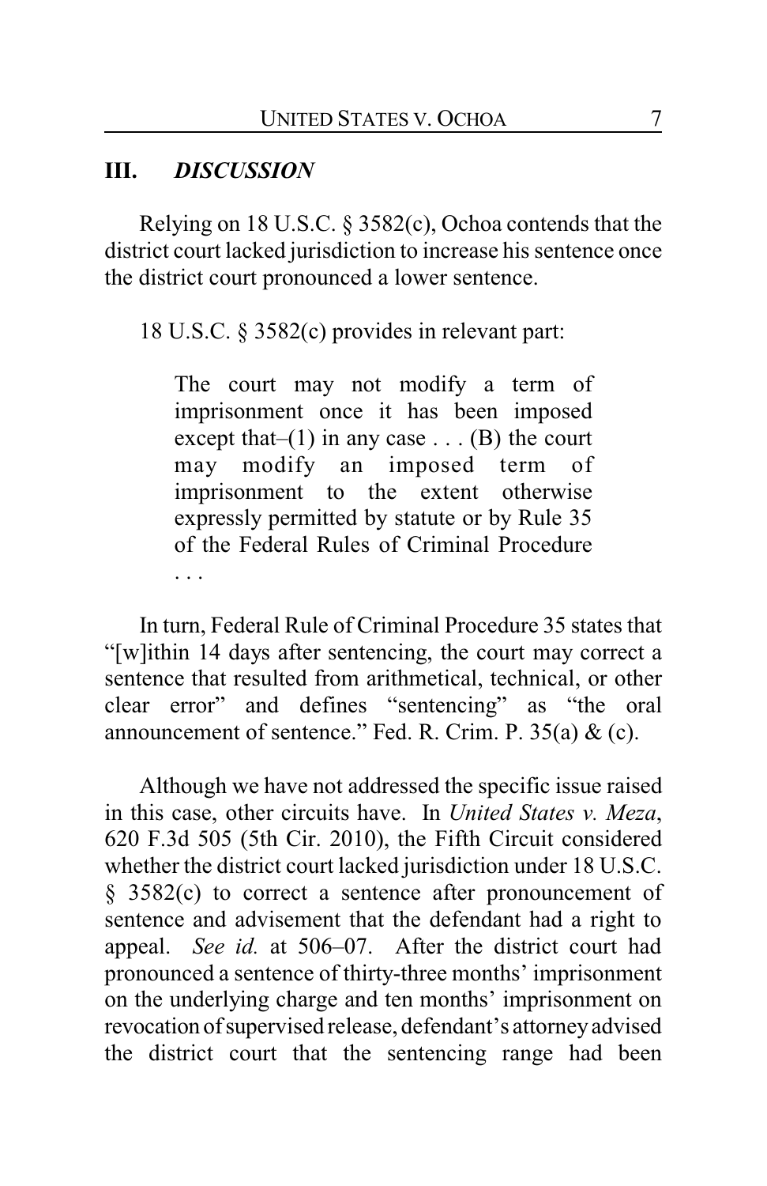## III. *DISCUSSION*

Relying on 18 U.S.C. § 3582(c), Ochoa contends that the district court lacked jurisdiction to increase his sentence once the district court pronounced a lower sentence.

18 U.S.C. § 3582(c) provides in relevant part:

> The court may not modify a term of imprisonment once it has been imposed except that–(1) in any case . . . (B) the court may modify an imposed term of imprisonment to the extent otherwise expressly permitted by statute or by Rule 35 of the Federal Rules of Criminal Procedure . . .

In turn, Federal Rule of Criminal Procedure 35 states that "[w]ithin 14 days after sentencing, the court may correct a sentence that resulted from arithmetical, technical, or other clear error" and defines "sentencing" as "the oral announcement of sentence." Fed. R. Crim. P. 35(a) & (c).

Although we have not addressed the specific issue raised in this case, other circuits have. In *United States v. Meza*, 620 F.3d 505 (5th Cir. 2010), the Fifth Circuit considered whether the district court lacked jurisdiction under 18 U.S.C. § 3582(c) to correct a sentence after pronouncement of sentence and advisement that the defendant had a right to appeal. *See id.* at 506–07. After the district court had pronounced a sentence of thirty-three months' imprisonment on the underlying charge and ten months' imprisonment on revocation of supervised release, defendant's attorney advised the district court that the sentencing range had been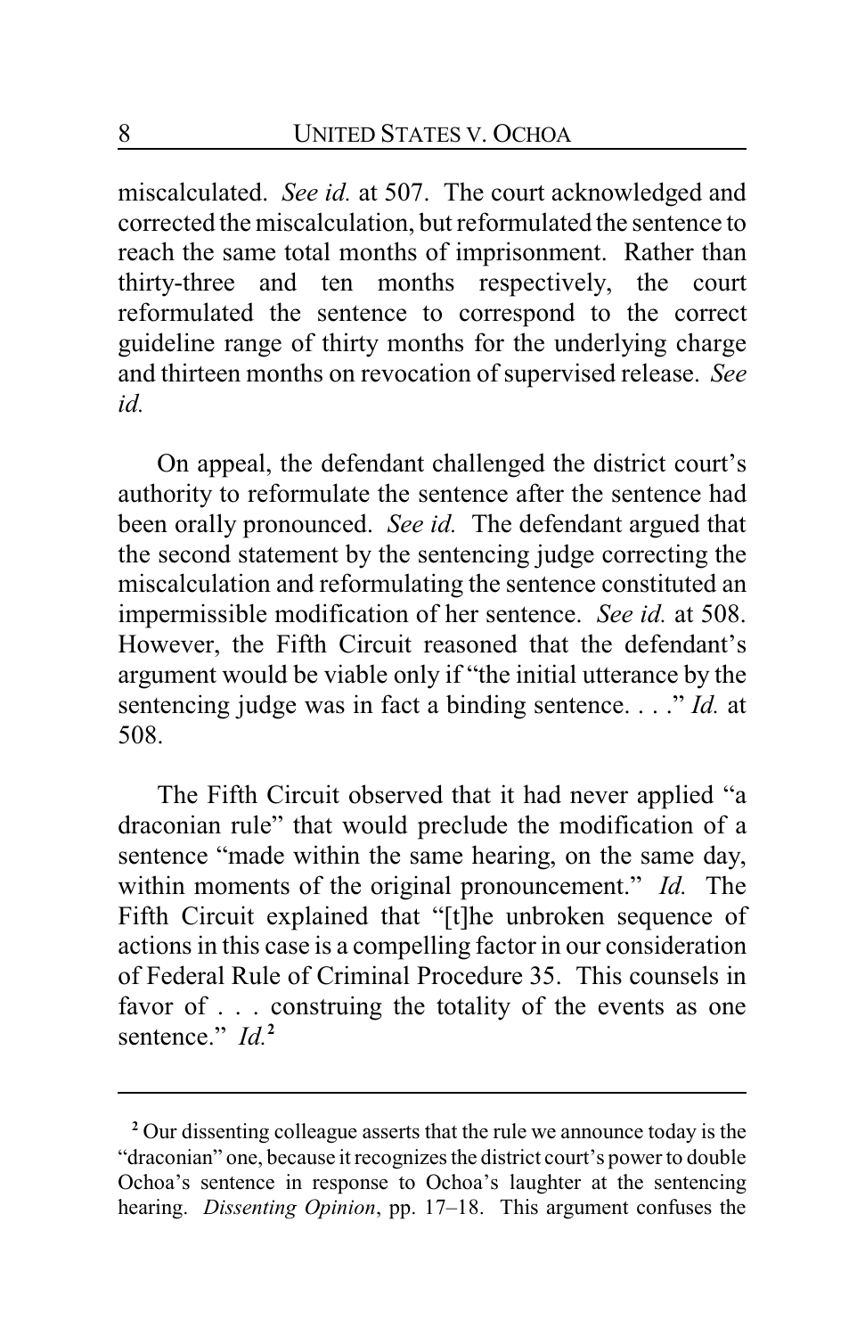miscalculated. *See id.* at 507. The court acknowledged and corrected the miscalculation, but reformulated the sentence to reach the same total months of imprisonment. Rather than thirty-three and ten months respectively, the court reformulated the sentence to correspond to the correct guideline range of thirty months for the underlying charge and thirteen months on revocation of supervised release. *See id.*

On appeal, the defendant challenged the district court's authority to reformulate the sentence after the sentence had been orally pronounced. *See id.* The defendant argued that the second statement by the sentencing judge correcting the miscalculation and reformulating the sentence constituted an impermissible modification of her sentence. *See id.* at 508. However, the Fifth Circuit reasoned that the defendant's argument would be viable only if "the initial utterance by the sentencing judge was in fact a binding sentence. . . ." *Id.* at 508.

The Fifth Circuit observed that it had never applied "a draconian rule" that would preclude the modification of a sentence "made within the same hearing, on the same day, within moments of the original pronouncement." *Id.* The Fifth Circuit explained that "[t]he unbroken sequence of actions in this case is a compelling factor in our consideration of Federal Rule of Criminal Procedure 35. This counsels in favor of . . . construing the totality of the events as one sentence." *Id.*[2]

---

[2] Our dissenting colleague asserts that the rule we announce today is the "draconian" one, because it recognizes the district court's power to double Ochoa's sentence in response to Ochoa's laughter at the sentencing hearing. *Dissenting Opinion*, pp. 17–18. This argument confuses the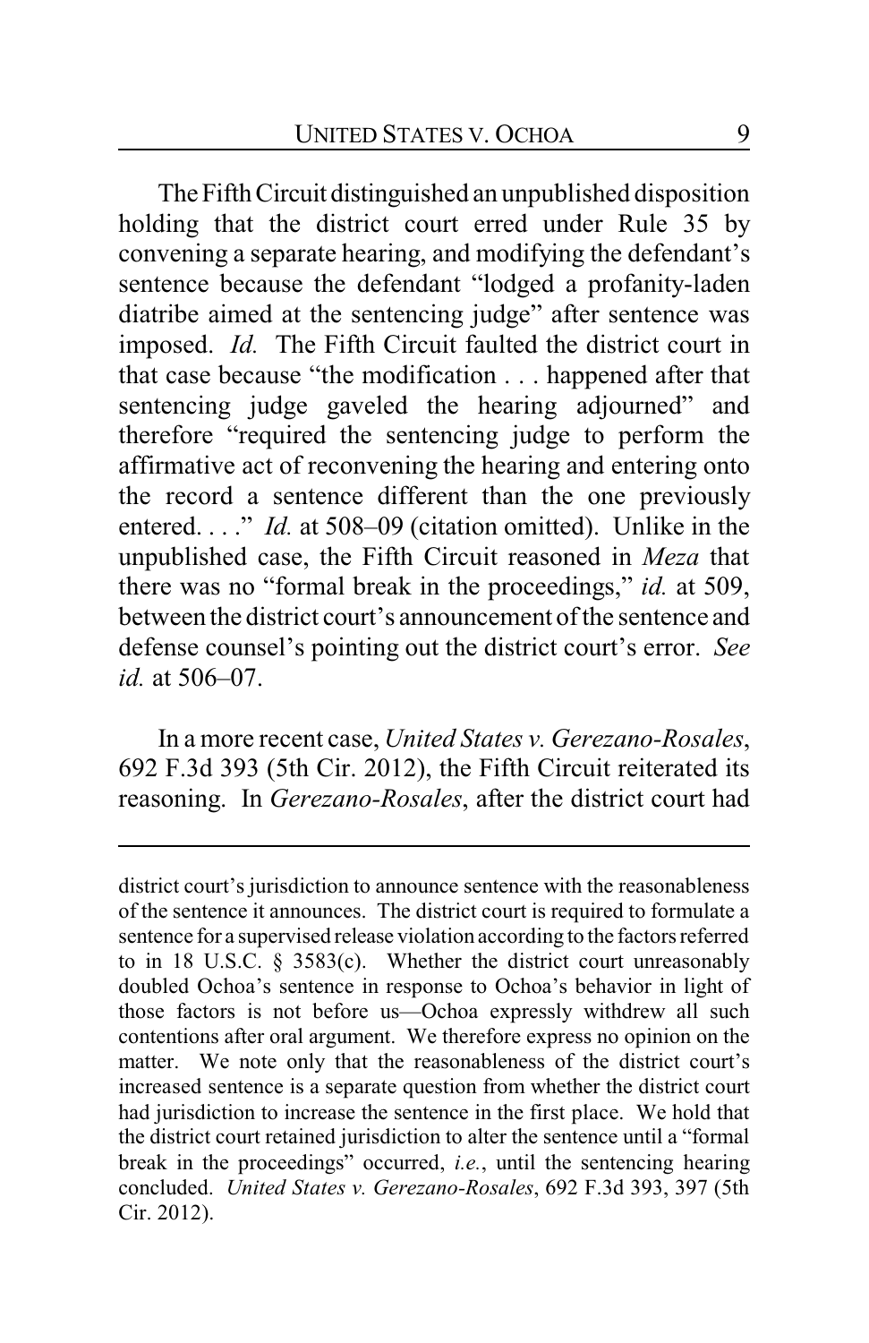The Fifth Circuit distinguished an unpublished disposition holding that the district court erred under Rule 35 by convening a separate hearing, and modifying the defendant's sentence because the defendant "lodged a profanity-laden diatribe aimed at the sentencing judge" after sentence was imposed. *Id.* The Fifth Circuit faulted the district court in that case because "the modification . . . happened after that sentencing judge gaveled the hearing adjourned" and therefore "required the sentencing judge to perform the affirmative act of reconvening the hearing and entering onto the record a sentence different than the one previously entered. . . ." *Id.* at 508–09 (citation omitted). Unlike in the unpublished case, the Fifth Circuit reasoned in *Meza* that there was no "formal break in the proceedings," *id.* at 509, between the district court's announcement of the sentence and defense counsel's pointing out the district court's error. *See id.* at 506–07.

In a more recent case, *United States v. Gerezano-Rosales*, 692 F.3d 393 (5th Cir. 2012), the Fifth Circuit reiterated its reasoning. In *Gerezano-Rosales*, after the district court had

---

district court's jurisdiction to announce sentence with the reasonableness of the sentence it announces. The district court is required to formulate a sentence for a supervised release violation according to the factors referred to in 18 U.S.C. § 3583(c). Whether the district court unreasonably doubled Ochoa's sentence in response to Ochoa's behavior in light of those factors is not before us—Ochoa expressly withdrew all such contentions after oral argument. We therefore express no opinion on the matter. We note only that the reasonableness of the district court's increased sentence is a separate question from whether the district court had jurisdiction to increase the sentence in the first place. We hold that the district court retained jurisdiction to alter the sentence until a "formal break in the proceedings" occurred, *i.e.*, until the sentencing hearing concluded. *United States v. Gerezano-Rosales*, 692 F.3d 393, 397 (5th Cir. 2012).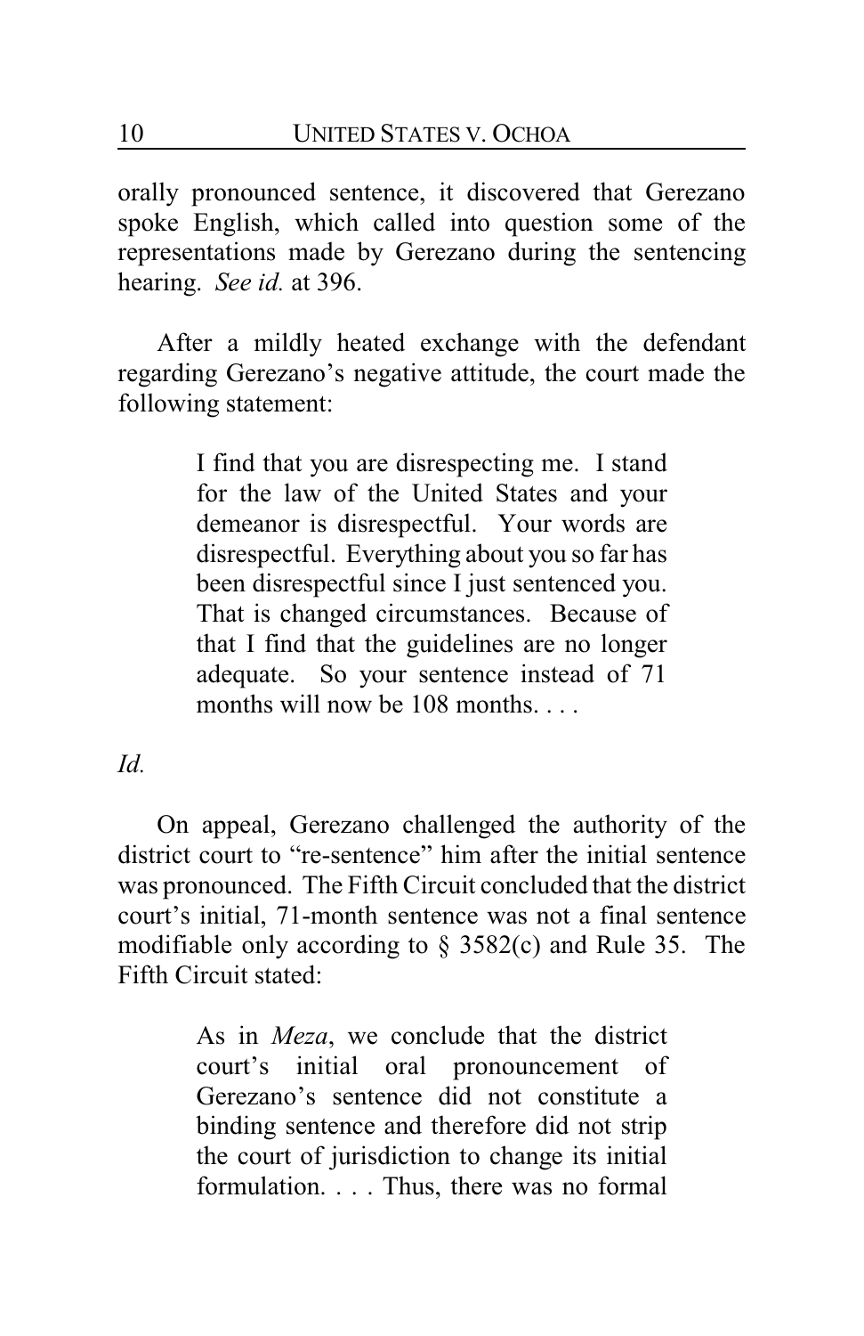orally pronounced sentence, it discovered that Gerezano spoke English, which called into question some of the representations made by Gerezano during the sentencing hearing. *See id.* at 396.

After a mildly heated exchange with the defendant regarding Gerezano's negative attitude, the court made the following statement:

> I find that you are disrespecting me. I stand for the law of the United States and your demeanor is disrespectful. Your words are disrespectful. Everything about you so far has been disrespectful since I just sentenced you. That is changed circumstances. Because of that I find that the guidelines are no longer adequate. So your sentence instead of 71 months will now be 108 months. . . .

*Id.*

On appeal, Gerezano challenged the authority of the district court to "re-sentence" him after the initial sentence was pronounced. The Fifth Circuit concluded that the district court's initial, 71-month sentence was not a final sentence modifiable only according to § 3582(c) and Rule 35. The Fifth Circuit stated:

> As in *Meza*, we conclude that the district court's initial oral pronouncement of Gerezano's sentence did not constitute a binding sentence and therefore did not strip the court of jurisdiction to change its initial formulation. . . . Thus, there was no formal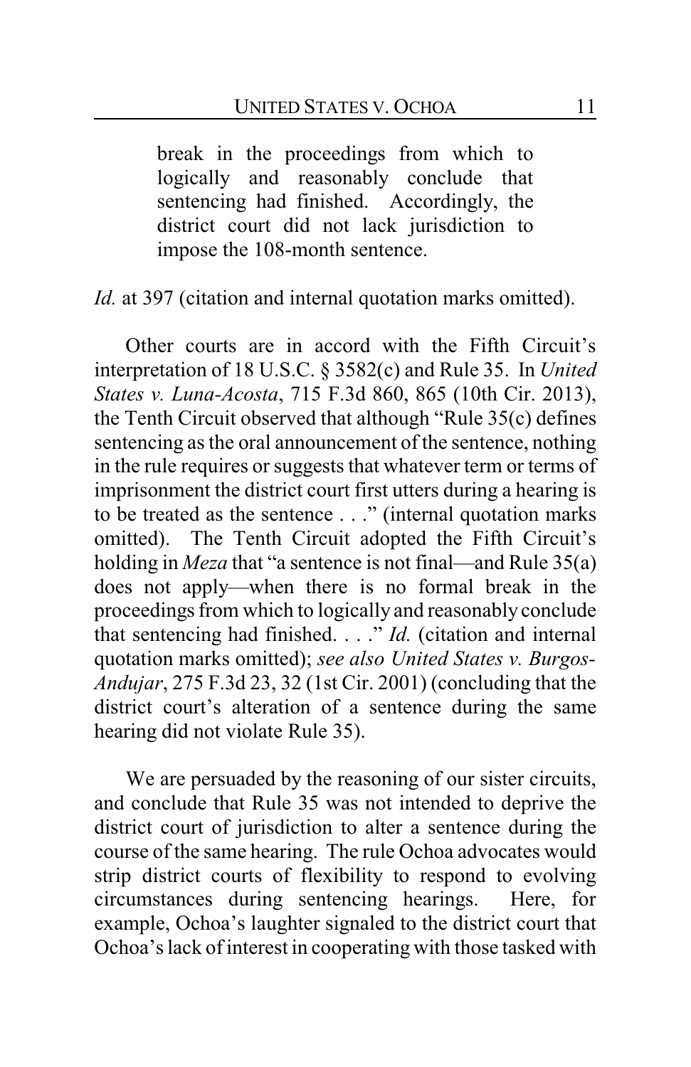> break in the proceedings from which to logically and reasonably conclude that sentencing had finished. Accordingly, the district court did not lack jurisdiction to impose the 108-month sentence.

*Id.* at 397 (citation and internal quotation marks omitted).

Other courts are in accord with the Fifth Circuit's interpretation of 18 U.S.C. § 3582(c) and Rule 35. In *United States v. Luna-Acosta*, 715 F.3d 860, 865 (10th Cir. 2013), the Tenth Circuit observed that although "Rule 35(c) defines sentencing as the oral announcement of the sentence, nothing in the rule requires or suggests that whatever term or terms of imprisonment the district court first utters during a hearing is to be treated as the sentence . . ." (internal quotation marks omitted). The Tenth Circuit adopted the Fifth Circuit's holding in *Meza* that "a sentence is not final—and Rule 35(a) does not apply—when there is no formal break in the proceedings from which to logically and reasonably conclude that sentencing had finished. . . ." *Id.* (citation and internal quotation marks omitted); *see also United States v. Burgos-Andujar*, 275 F.3d 23, 32 (1st Cir. 2001) (concluding that the district court's alteration of a sentence during the same hearing did not violate Rule 35).

We are persuaded by the reasoning of our sister circuits, and conclude that Rule 35 was not intended to deprive the district court of jurisdiction to alter a sentence during the course of the same hearing. The rule Ochoa advocates would strip district courts of flexibility to respond to evolving circumstances during sentencing hearings. Here, for example, Ochoa's laughter signaled to the district court that Ochoa's lack of interest in cooperating with those tasked with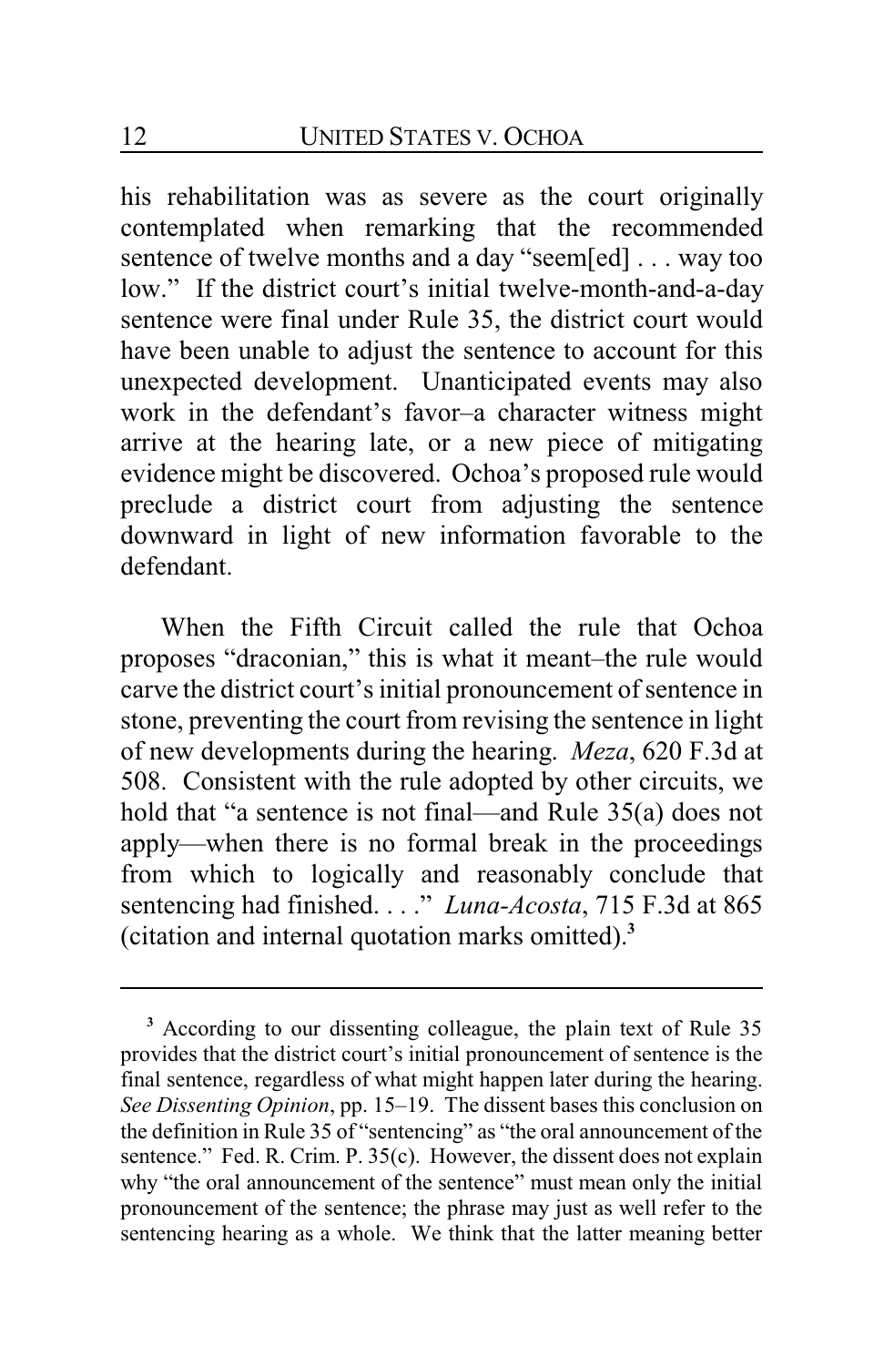his rehabilitation was as severe as the court originally contemplated when remarking that the recommended sentence of twelve months and a day "seem[ed] . . . way too low." If the district court's initial twelve-month-and-a-day sentence were final under Rule 35, the district court would have been unable to adjust the sentence to account for this unexpected development. Unanticipated events may also work in the defendant's favor–a character witness might arrive at the hearing late, or a new piece of mitigating evidence might be discovered. Ochoa's proposed rule would preclude a district court from adjusting the sentence downward in light of new information favorable to the defendant.

When the Fifth Circuit called the rule that Ochoa proposes "draconian," this is what it meant–the rule would carve the district court's initial pronouncement of sentence in stone, preventing the court from revising the sentence in light of new developments during the hearing. *Meza*, 620 F.3d at 508. Consistent with the rule adopted by other circuits, we hold that "a sentence is not final—and Rule 35(a) does not apply—when there is no formal break in the proceedings from which to logically and reasonably conclude that sentencing had finished. . . ." *Luna-Acosta*, 715 F.3d at 865 (citation and internal quotation marks omitted).[3]

---

[3] According to our dissenting colleague, the plain text of Rule 35 provides that the district court's initial pronouncement of sentence is the final sentence, regardless of what might happen later during the hearing. *See Dissenting Opinion*, pp. 15–19. The dissent bases this conclusion on the definition in Rule 35 of "sentencing" as "the oral announcement of the sentence." Fed. R. Crim. P. 35(c). However, the dissent does not explain why "the oral announcement of the sentence" must mean only the initial pronouncement of the sentence; the phrase may just as well refer to the sentencing hearing as a whole. We think that the latter meaning better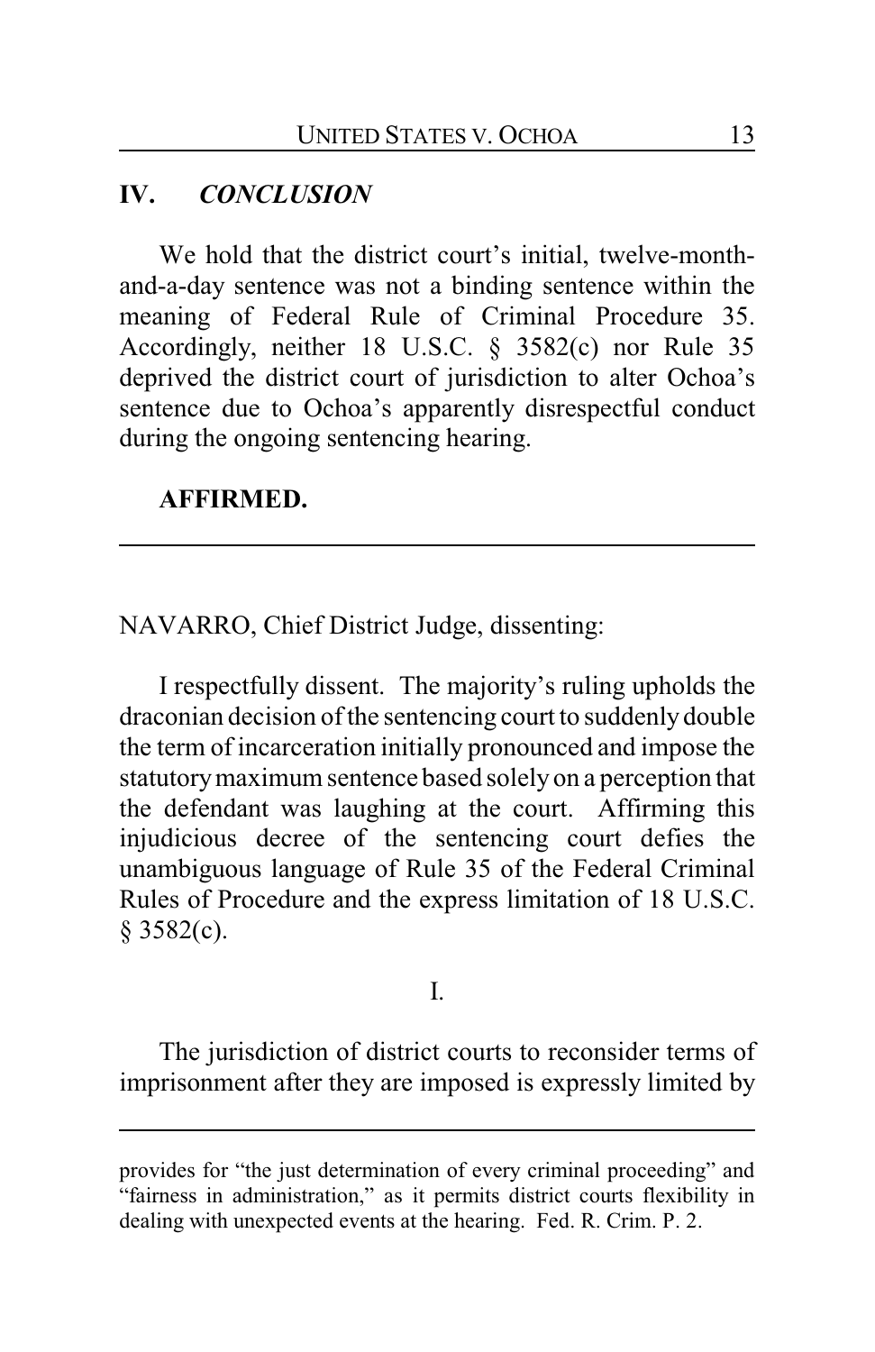## IV. *CONCLUSION*

We hold that the district court's initial, twelve-month-and-a-day sentence was not a binding sentence within the meaning of Federal Rule of Criminal Procedure 35. Accordingly, neither 18 U.S.C. § 3582(c) nor Rule 35 deprived the district court of jurisdiction to alter Ochoa's sentence due to Ochoa's apparently disrespectful conduct during the ongoing sentencing hearing.

**AFFIRMED.**

---

NAVARRO, Chief District Judge, dissenting:

I respectfully dissent. The majority's ruling upholds the draconian decision of the sentencing court to suddenly double the term of incarceration initially pronounced and impose the statutory maximum sentence based solely on a perception that the defendant was laughing at the court. Affirming this injudicious decree of the sentencing court defies the unambiguous language of Rule 35 of the Federal Criminal Rules of Procedure and the express limitation of 18 U.S.C. § 3582(c).

I.

The jurisdiction of district courts to reconsider terms of imprisonment after they are imposed is expressly limited by

---

provides for "the just determination of every criminal proceeding" and "fairness in administration," as it permits district courts flexibility in dealing with unexpected events at the hearing. Fed. R. Crim. P. 2.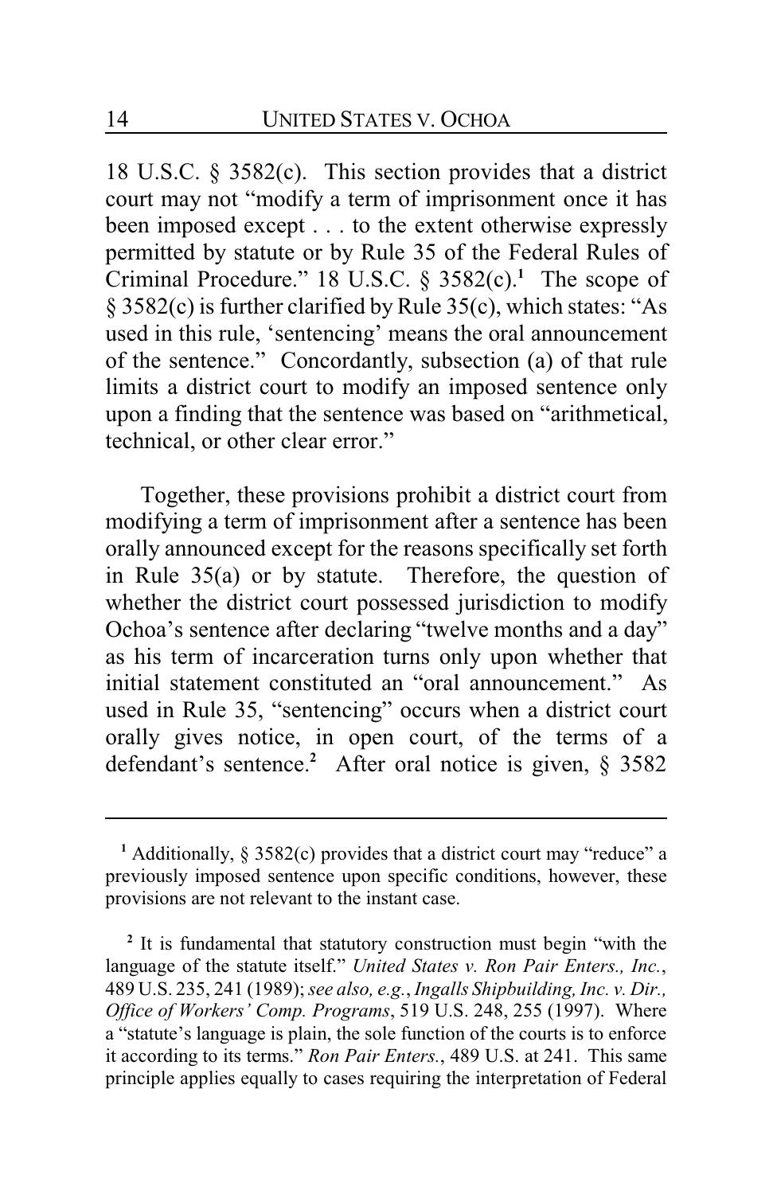18 U.S.C. § 3582(c). This section provides that a district court may not "modify a term of imprisonment once it has been imposed except . . . to the extent otherwise expressly permitted by statute or by Rule 35 of the Federal Rules of Criminal Procedure." 18 U.S.C. § 3582(c).[1] The scope of § 3582(c) is further clarified by Rule 35(c), which states: "As used in this rule, 'sentencing' means the oral announcement of the sentence." Concordantly, subsection (a) of that rule limits a district court to modify an imposed sentence only upon a finding that the sentence was based on "arithmetical, technical, or other clear error."

Together, these provisions prohibit a district court from modifying a term of imprisonment after a sentence has been orally announced except for the reasons specifically set forth in Rule 35(a) or by statute. Therefore, the question of whether the district court possessed jurisdiction to modify Ochoa's sentence after declaring "twelve months and a day" as his term of incarceration turns only upon whether that initial statement constituted an "oral announcement." As used in Rule 35, "sentencing" occurs when a district court orally gives notice, in open court, of the terms of a defendant's sentence.[2] After oral notice is given, § 3582

---

[1] Additionally, § 3582(c) provides that a district court may "reduce" a previously imposed sentence upon specific conditions, however, these provisions are not relevant to the instant case.

[2] It is fundamental that statutory construction must begin "with the language of the statute itself." *United States v. Ron Pair Enters., Inc.*, 489 U.S. 235, 241 (1989); *see also, e.g.*, *Ingalls Shipbuilding, Inc. v. Dir., Office of Workers' Comp. Programs*, 519 U.S. 248, 255 (1997). Where a "statute's language is plain, the sole function of the courts is to enforce it according to its terms." *Ron Pair Enters.*, 489 U.S. at 241. This same principle applies equally to cases requiring the interpretation of Federal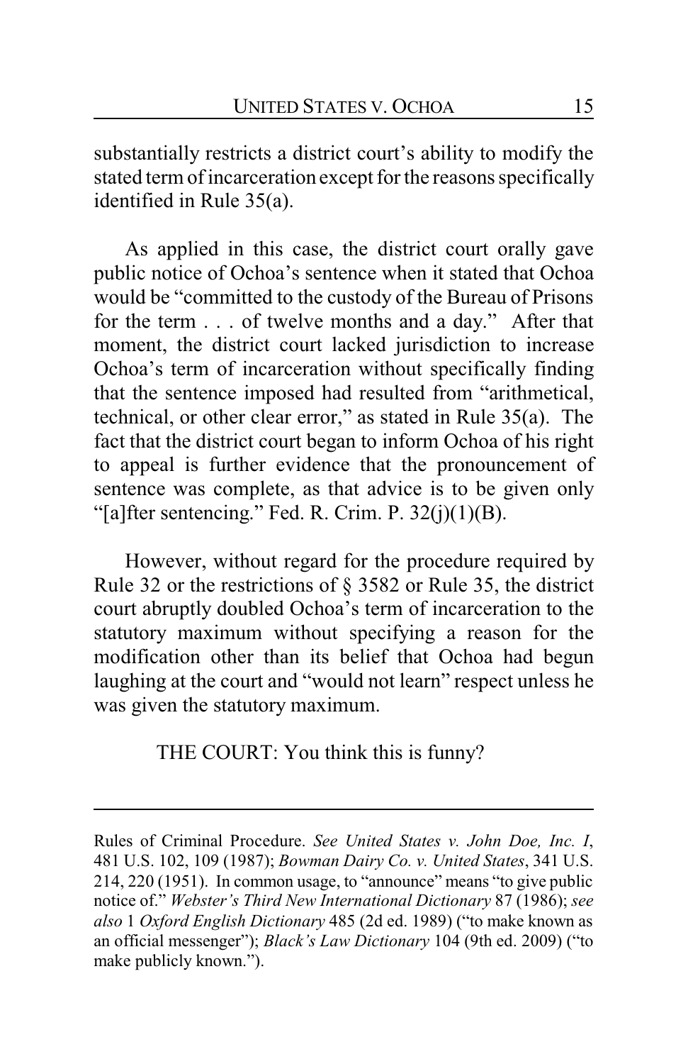substantially restricts a district court's ability to modify the stated term of incarceration except for the reasons specifically identified in Rule 35(a).

As applied in this case, the district court orally gave public notice of Ochoa's sentence when it stated that Ochoa would be "committed to the custody of the Bureau of Prisons for the term . . . of twelve months and a day." After that moment, the district court lacked jurisdiction to increase Ochoa's term of incarceration without specifically finding that the sentence imposed had resulted from "arithmetical, technical, or other clear error," as stated in Rule 35(a). The fact that the district court began to inform Ochoa of his right to appeal is further evidence that the pronouncement of sentence was complete, as that advice is to be given only "[a]fter sentencing." Fed. R. Crim. P. 32(j)(1)(B).

However, without regard for the procedure required by Rule 32 or the restrictions of § 3582 or Rule 35, the district court abruptly doubled Ochoa's term of incarceration to the statutory maximum without specifying a reason for the modification other than its belief that Ochoa had begun laughing at the court and "would not learn" respect unless he was given the statutory maximum.

> THE COURT: You think this is funny?

---

Rules of Criminal Procedure. *See United States v. John Doe, Inc. I*, 481 U.S. 102, 109 (1987); *Bowman Dairy Co. v. United States*, 341 U.S. 214, 220 (1951). In common usage, to "announce" means "to give public notice of." *Webster's Third New International Dictionary* 87 (1986); *see also* 1 *Oxford English Dictionary* 485 (2d ed. 1989) ("to make known as an official messenger"); *Black's Law Dictionary* 104 (9th ed. 2009) ("to make publicly known.").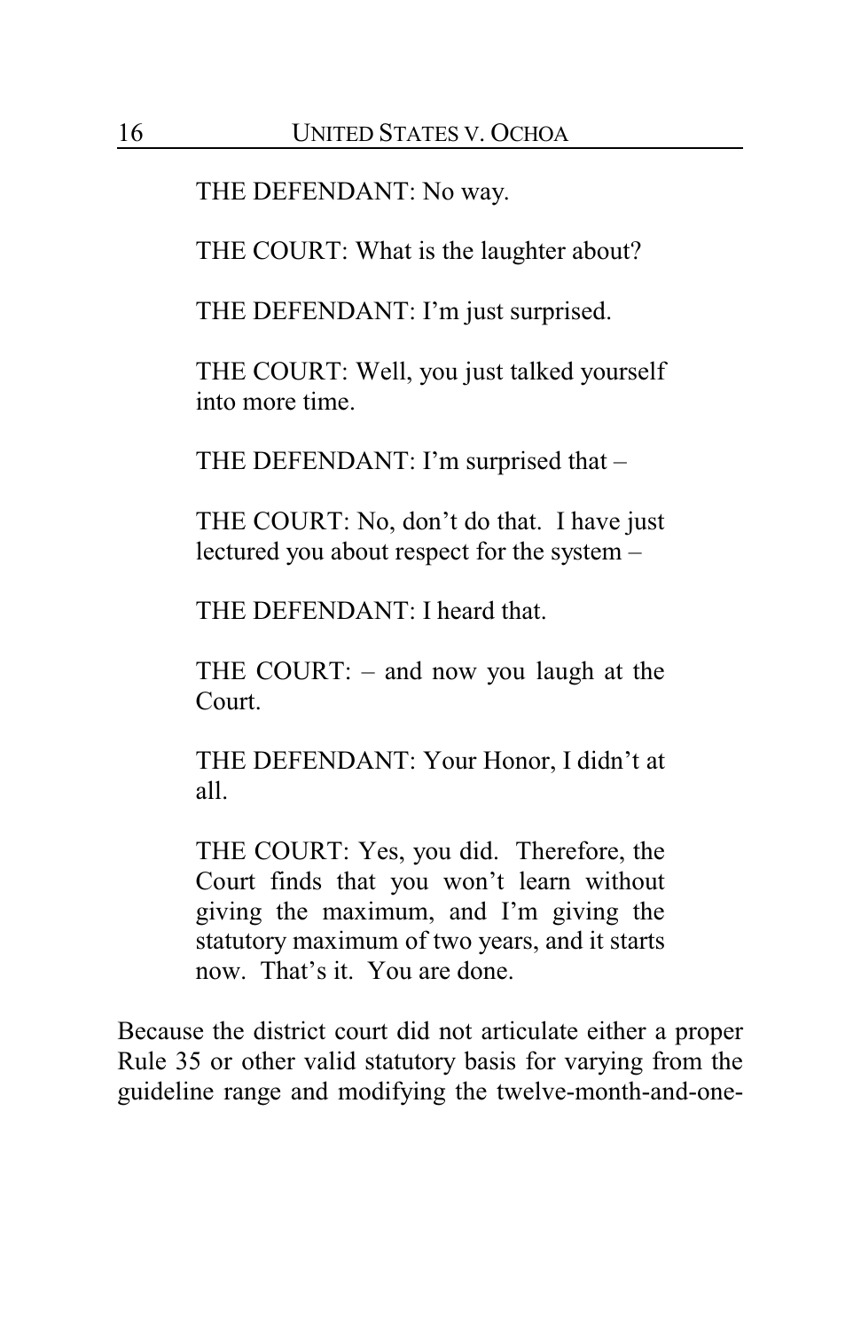THE DEFENDANT: No way.

THE COURT: What is the laughter about?

THE DEFENDANT: I'm just surprised.

THE COURT: Well, you just talked yourself into more time.

THE DEFENDANT: I'm surprised that –

THE COURT: No, don't do that. I have just lectured you about respect for the system –

THE DEFENDANT: I heard that.

THE COURT: – and now you laugh at the Court.

THE DEFENDANT: Your Honor, I didn't at all.

THE COURT: Yes, you did. Therefore, the Court finds that you won't learn without giving the maximum, and I'm giving the statutory maximum of two years, and it starts now. That's it. You are done.

Because the district court did not articulate either a proper Rule 35 or other valid statutory basis for varying from the guideline range and modifying the twelve-month-and-one-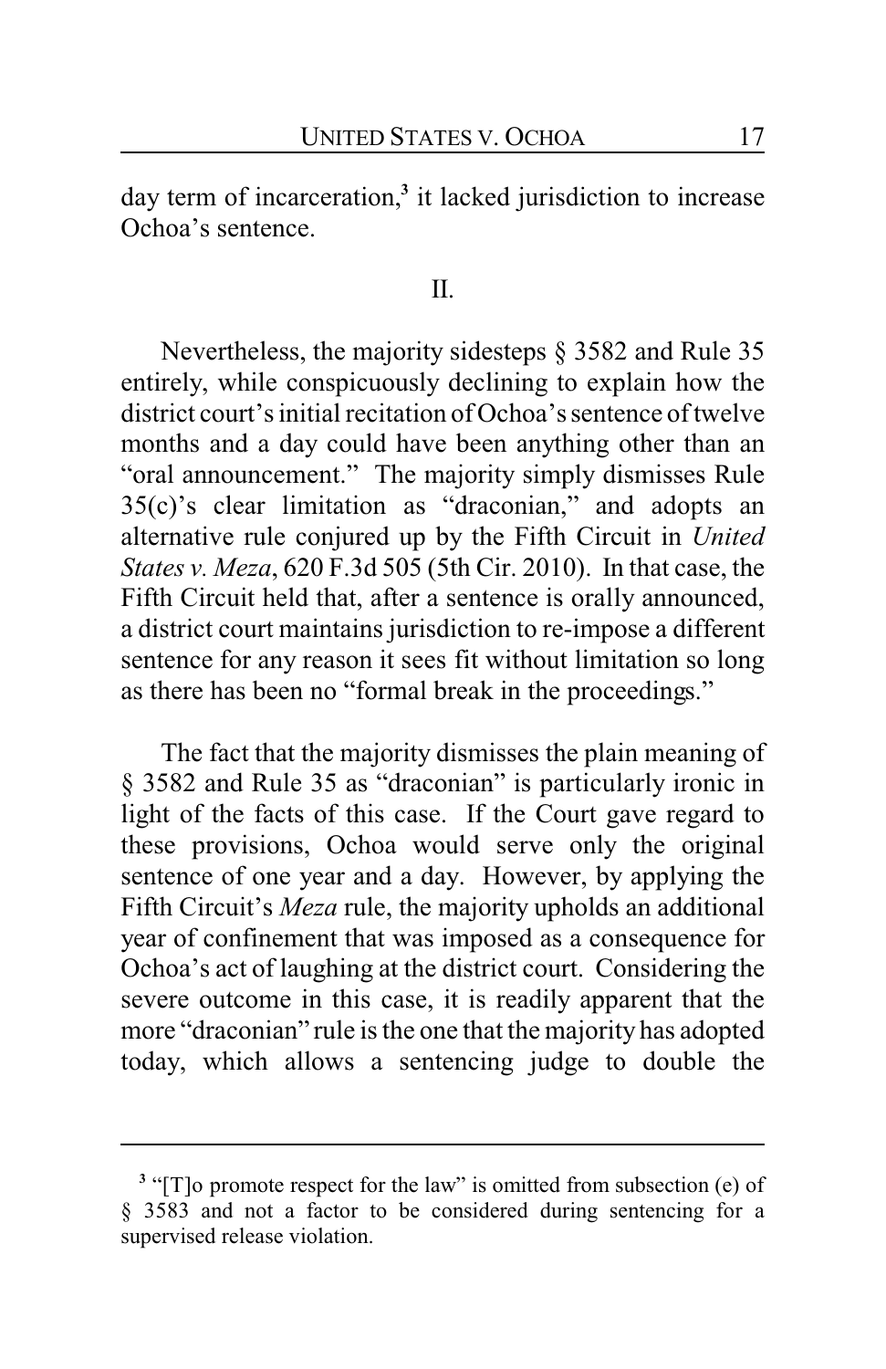day term of incarceration,[3] it lacked jurisdiction to increase Ochoa's sentence.

II.

Nevertheless, the majority sidesteps § 3582 and Rule 35 entirely, while conspicuously declining to explain how the district court's initial recitation of Ochoa's sentence of twelve months and a day could have been anything other than an "oral announcement." The majority simply dismisses Rule 35(c)'s clear limitation as "draconian," and adopts an alternative rule conjured up by the Fifth Circuit in *United States v. Meza*, 620 F.3d 505 (5th Cir. 2010). In that case, the Fifth Circuit held that, after a sentence is orally announced, a district court maintains jurisdiction to re-impose a different sentence for any reason it sees fit without limitation so long as there has been no "formal break in the proceedings."

The fact that the majority dismisses the plain meaning of § 3582 and Rule 35 as "draconian" is particularly ironic in light of the facts of this case. If the Court gave regard to these provisions, Ochoa would serve only the original sentence of one year and a day. However, by applying the Fifth Circuit's *Meza* rule, the majority upholds an additional year of confinement that was imposed as a consequence for Ochoa's act of laughing at the district court. Considering the severe outcome in this case, it is readily apparent that the more "draconian" rule is the one that the majority has adopted today, which allows a sentencing judge to double the

---

[3] "[T]o promote respect for the law" is omitted from subsection (e) of § 3583 and not a factor to be considered during sentencing for a supervised release violation.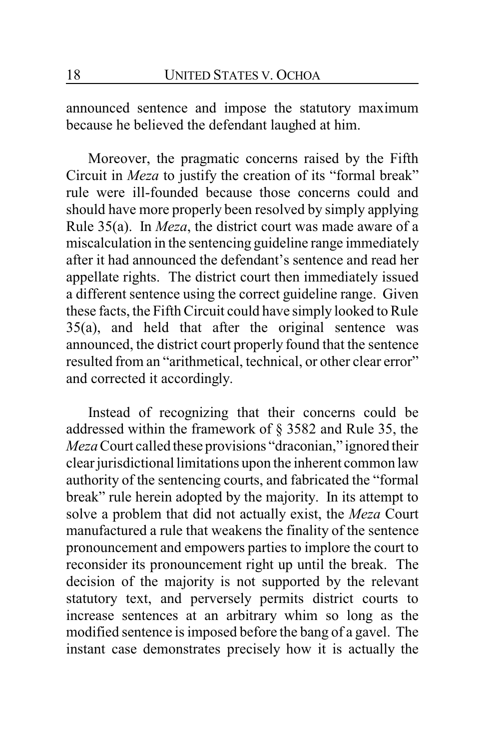announced sentence and impose the statutory maximum because he believed the defendant laughed at him.

Moreover, the pragmatic concerns raised by the Fifth Circuit in *Meza* to justify the creation of its "formal break" rule were ill-founded because those concerns could and should have more properly been resolved by simply applying Rule 35(a). In *Meza*, the district court was made aware of a miscalculation in the sentencing guideline range immediately after it had announced the defendant's sentence and read her appellate rights. The district court then immediately issued a different sentence using the correct guideline range. Given these facts, the Fifth Circuit could have simply looked to Rule 35(a), and held that after the original sentence was announced, the district court properly found that the sentence resulted from an "arithmetical, technical, or other clear error" and corrected it accordingly.

Instead of recognizing that their concerns could be addressed within the framework of § 3582 and Rule 35, the *Meza* Court called these provisions "draconian," ignored their clear jurisdictional limitations upon the inherent common law authority of the sentencing courts, and fabricated the "formal break" rule herein adopted by the majority. In its attempt to solve a problem that did not actually exist, the *Meza* Court manufactured a rule that weakens the finality of the sentence pronouncement and empowers parties to implore the court to reconsider its pronouncement right up until the break. The decision of the majority is not supported by the relevant statutory text, and perversely permits district courts to increase sentences at an arbitrary whim so long as the modified sentence is imposed before the bang of a gavel. The instant case demonstrates precisely how it is actually the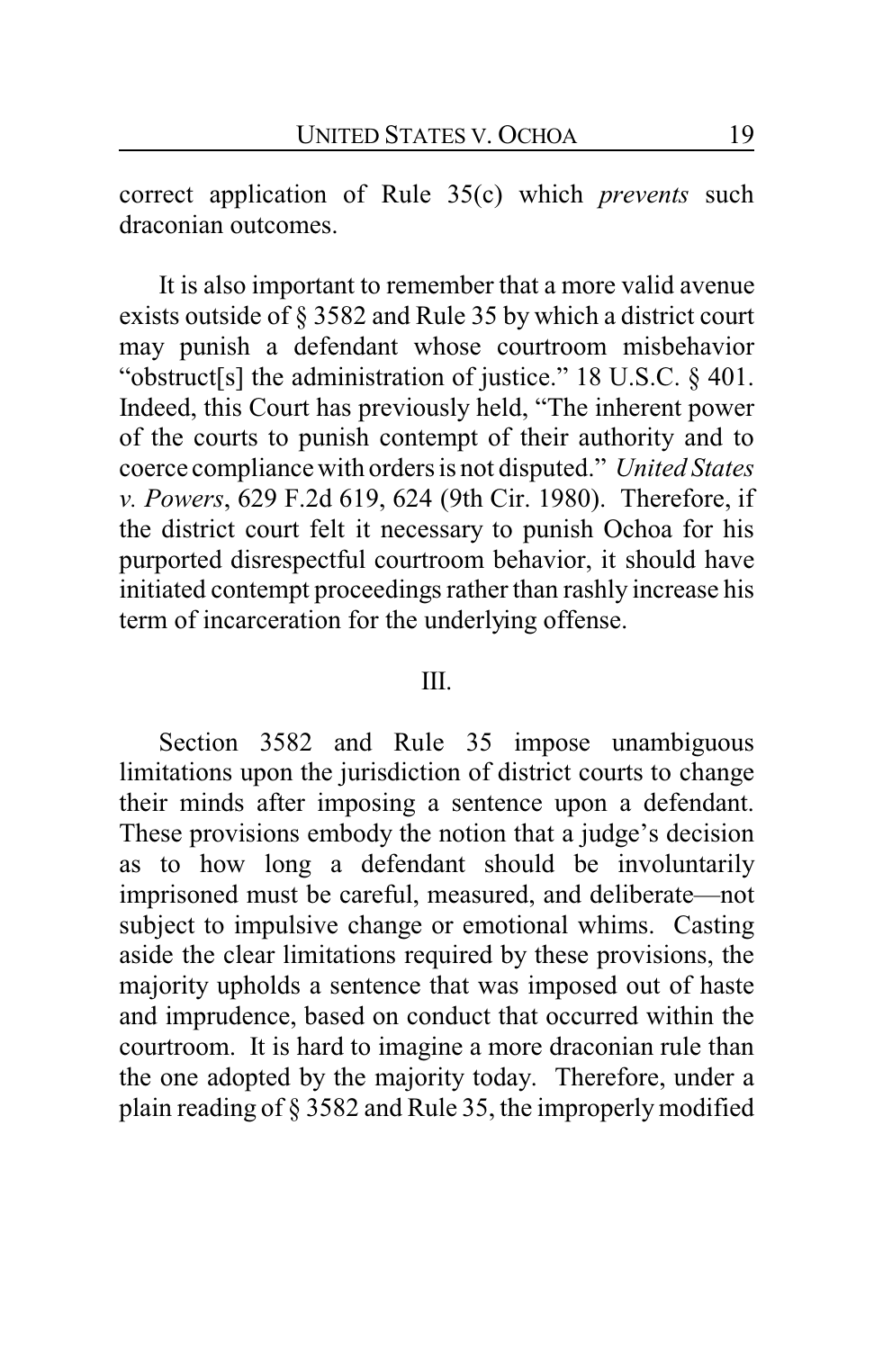correct application of Rule 35(c) which *prevents* such draconian outcomes.

It is also important to remember that a more valid avenue exists outside of § 3582 and Rule 35 by which a district court may punish a defendant whose courtroom misbehavior "obstruct[s] the administration of justice." 18 U.S.C. § 401. Indeed, this Court has previously held, "The inherent power of the courts to punish contempt of their authority and to coerce compliance with orders is not disputed." *United States v. Powers*, 629 F.2d 619, 624 (9th Cir. 1980). Therefore, if the district court felt it necessary to punish Ochoa for his purported disrespectful courtroom behavior, it should have initiated contempt proceedings rather than rashly increase his term of incarceration for the underlying offense.

III.

Section 3582 and Rule 35 impose unambiguous limitations upon the jurisdiction of district courts to change their minds after imposing a sentence upon a defendant. These provisions embody the notion that a judge's decision as to how long a defendant should be involuntarily imprisoned must be careful, measured, and deliberate—not subject to impulsive change or emotional whims. Casting aside the clear limitations required by these provisions, the majority upholds a sentence that was imposed out of haste and imprudence, based on conduct that occurred within the courtroom. It is hard to imagine a more draconian rule than the one adopted by the majority today. Therefore, under a plain reading of § 3582 and Rule 35, the improperly modified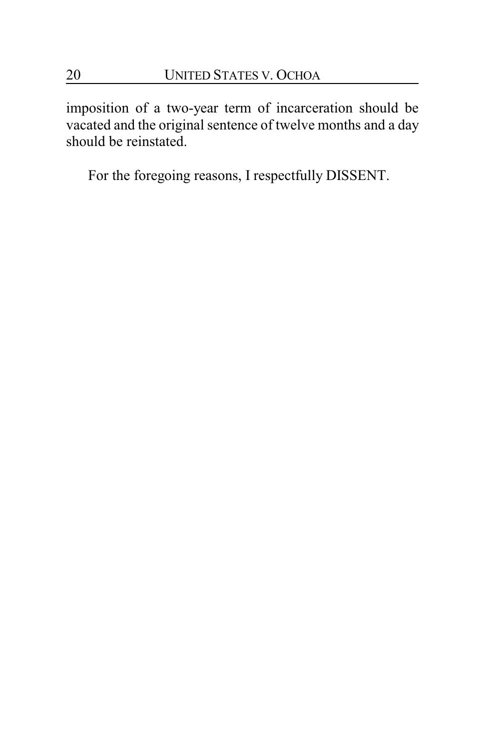imposition of a two-year term of incarceration should be vacated and the original sentence of twelve months and a day should be reinstated.

For the foregoing reasons, I respectfully DISSENT.